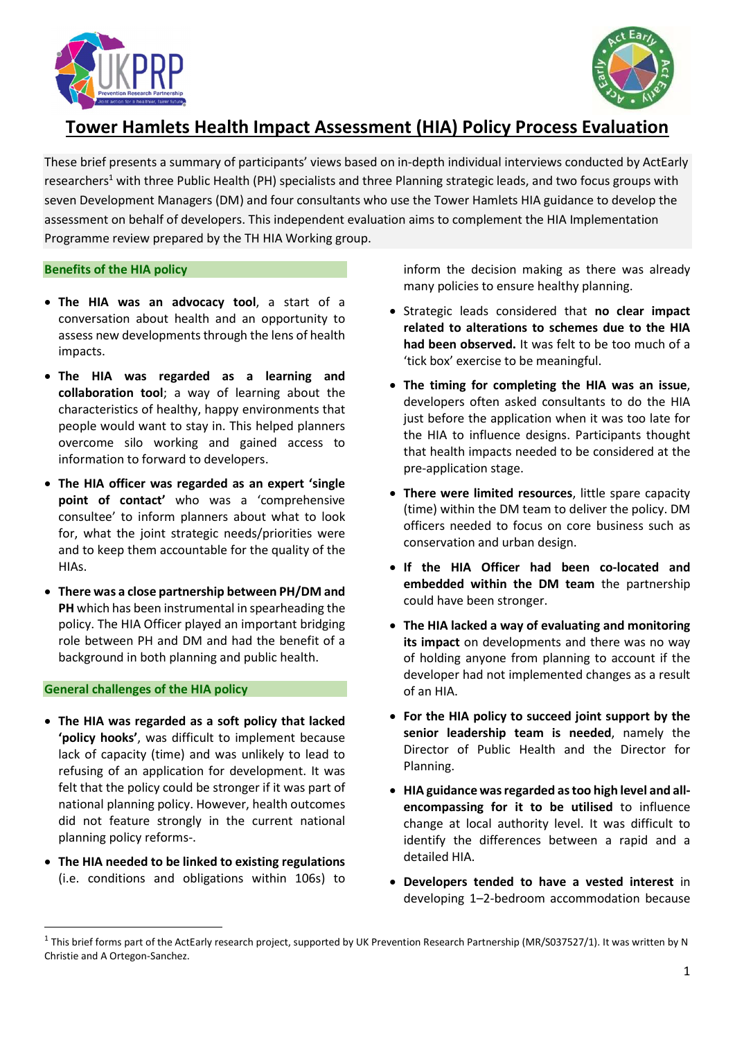# Tower Hamlets Health Impact Assessment (HIA) Policy Process Evaluation

These brief presents a summary of participants' views based on in-depth individual interviews conducted by ActEarly researchers[1] with three Public Health (PH) specialists and three Planning strategic leads, and two focus groups with seven Development Managers (DM) and four consultants who use the Tower Hamlets HIA guidance to develop the assessment on behalf of developers. This independent evaluation aims to complement the HIA Implementation Programme review prepared by the TH HIA Working group.

## Benefits of the HIA policy

- **The HIA was an advocacy tool**, a start of a conversation about health and an opportunity to assess new developments through the lens of health impacts.
- **The HIA was regarded as a learning and collaboration tool**; a way of learning about the characteristics of healthy, happy environments that people would want to stay in. This helped planners overcome silo working and gained access to information to forward to developers.
- **The HIA officer was regarded as an expert 'single point of contact'** who was a 'comprehensive consultee' to inform planners about what to look for, what the joint strategic needs/priorities were and to keep them accountable for the quality of the HIAs.
- **There was a close partnership between PH/DM and PH** which has been instrumental in spearheading the policy. The HIA Officer played an important bridging role between PH and DM and had the benefit of a background in both planning and public health.

## General challenges of the HIA policy

- **The HIA was regarded as a soft policy that lacked 'policy hooks'**, was difficult to implement because lack of capacity (time) and was unlikely to lead to refusing of an application for development. It was felt that the policy could be stronger if it was part of national planning policy. However, health outcomes did not feature strongly in the current national planning policy reforms-.
- **The HIA needed to be linked to existing regulations** (i.e. conditions and obligations within 106s) to inform the decision making as there was already many policies to ensure healthy planning.
- Strategic leads considered that **no clear impact related to alterations to schemes due to the HIA had been observed.** It was felt to be too much of a 'tick box' exercise to be meaningful.
- **The timing for completing the HIA was an issue**, developers often asked consultants to do the HIA just before the application when it was too late for the HIA to influence designs. Participants thought that health impacts needed to be considered at the pre-application stage.
- **There were limited resources**, little spare capacity (time) within the DM team to deliver the policy. DM officers needed to focus on core business such as conservation and urban design.
- **If the HIA Officer had been co-located and embedded within the DM team** the partnership could have been stronger.
- **The HIA lacked a way of evaluating and monitoring its impact** on developments and there was no way of holding anyone from planning to account if the developer had not implemented changes as a result of an HIA.
- **For the HIA policy to succeed joint support by the senior leadership team is needed**, namely the Director of Public Health and the Director for Planning.
- **HIA guidance was regarded as too high level and all-encompassing for it to be utilised** to influence change at local authority level. It was difficult to identify the differences between a rapid and a detailed HIA.
- **Developers tended to have a vested interest** in developing 1–2-bedroom accommodation because

[1] This brief forms part of the ActEarly research project, supported by UK Prevention Research Partnership (MR/S037527/1). It was written by N Christie and A Ortegon-Sanchez.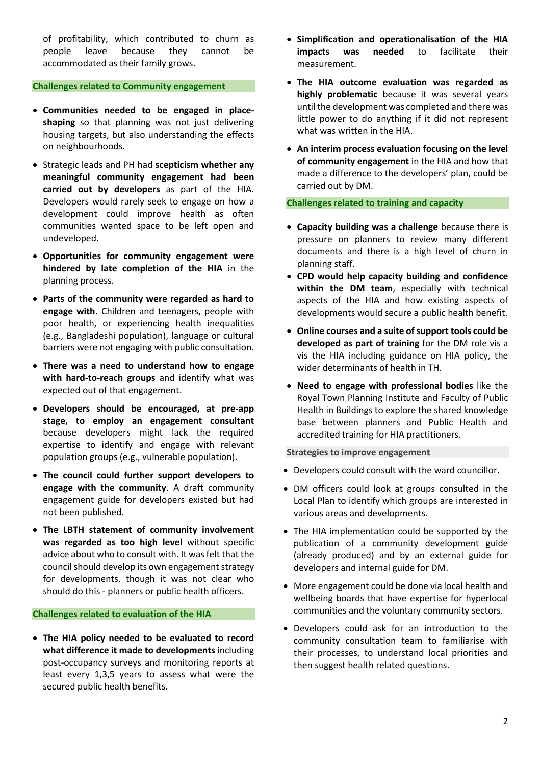of profitability, which contributed to churn as people leave because they cannot be accommodated as their family grows.

### Challenges related to Community engagement

- **Communities needed to be engaged in place-shaping** so that planning was not just delivering housing targets, but also understanding the effects on neighbourhoods.
- Strategic leads and PH had **scepticism whether any meaningful community engagement had been carried out by developers** as part of the HIA. Developers would rarely seek to engage on how a development could improve health as often communities wanted space to be left open and undeveloped.
- **Opportunities for community engagement were hindered by late completion of the HIA** in the planning process.
- **Parts of the community were regarded as hard to engage with.** Children and teenagers, people with poor health, or experiencing health inequalities (e.g., Bangladeshi population), language or cultural barriers were not engaging with public consultation.
- **There was a need to understand how to engage with hard-to-reach groups** and identify what was expected out of that engagement.
- **Developers should be encouraged, at pre-app stage, to employ an engagement consultant** because developers might lack the required expertise to identify and engage with relevant population groups (e.g., vulnerable population).
- **The council could further support developers to engage with the community**. A draft community engagement guide for developers existed but had not been published.
- **The LBTH statement of community involvement was regarded as too high level** without specific advice about who to consult with. It was felt that the council should develop its own engagement strategy for developments, though it was not clear who should do this - planners or public health officers.

### Challenges related to evaluation of the HIA

- **The HIA policy needed to be evaluated to record what difference it made to developments** including post-occupancy surveys and monitoring reports at least every 1,3,5 years to assess what were the secured public health benefits.
- **Simplification and operationalisation of the HIA impacts was needed** to facilitate their measurement.
- **The HIA outcome evaluation was regarded as highly problematic** because it was several years until the development was completed and there was little power to do anything if it did not represent what was written in the HIA.
- **An interim process evaluation focusing on the level of community engagement** in the HIA and how that made a difference to the developers' plan, could be carried out by DM.

### Challenges related to training and capacity

- **Capacity building was a challenge** because there is pressure on planners to review many different documents and there is a high level of churn in planning staff.
- **CPD would help capacity building and confidence within the DM team**, especially with technical aspects of the HIA and how existing aspects of developments would secure a public health benefit.
- **Online courses and a suite of support tools could be developed as part of training** for the DM role vis a vis the HIA including guidance on HIA policy, the wider determinants of health in TH.
- **Need to engage with professional bodies** like the Royal Town Planning Institute and Faculty of Public Health in Buildings to explore the shared knowledge base between planners and Public Health and accredited training for HIA practitioners.

### Strategies to improve engagement

- Developers could consult with the ward councillor.
- DM officers could look at groups consulted in the Local Plan to identify which groups are interested in various areas and developments.
- The HIA implementation could be supported by the publication of a community development guide (already produced) and by an external guide for developers and internal guide for DM.
- More engagement could be done via local health and wellbeing boards that have expertise for hyperlocal communities and the voluntary community sectors.
- Developers could ask for an introduction to the community consultation team to familiarise with their processes, to understand local priorities and then suggest health related questions.